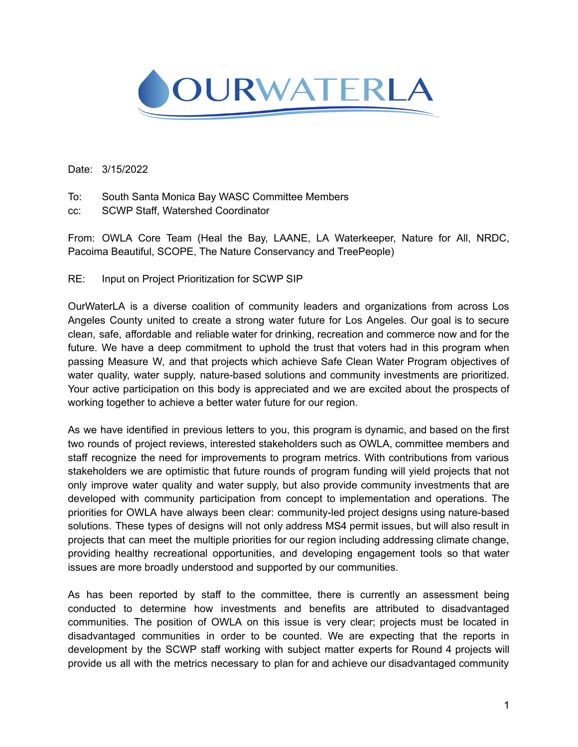Date: 3/15/2022

To: South Santa Monica Bay WASC Committee Members
cc: SCWP Staff, Watershed Coordinator

From: OWLA Core Team (Heal the Bay, LAANE, LA Waterkeeper, Nature for All, NRDC, Pacoima Beautiful, SCOPE, The Nature Conservancy and TreePeople)

RE: Input on Project Prioritization for SCWP SIP

OurWaterLA is a diverse coalition of community leaders and organizations from across Los Angeles County united to create a strong water future for Los Angeles. Our goal is to secure clean, safe, affordable and reliable water for drinking, recreation and commerce now and for the future. We have a deep commitment to uphold the trust that voters had in this program when passing Measure W, and that projects which achieve Safe Clean Water Program objectives of water quality, water supply, nature-based solutions and community investments are prioritized. Your active participation on this body is appreciated and we are excited about the prospects of working together to achieve a better water future for our region.

As we have identified in previous letters to you, this program is dynamic, and based on the first two rounds of project reviews, interested stakeholders such as OWLA, committee members and staff recognize the need for improvements to program metrics. With contributions from various stakeholders we are optimistic that future rounds of program funding will yield projects that not only improve water quality and water supply, but also provide community investments that are developed with community participation from concept to implementation and operations. The priorities for OWLA have always been clear: community-led project designs using nature-based solutions. These types of designs will not only address MS4 permit issues, but will also result in projects that can meet the multiple priorities for our region including addressing climate change, providing healthy recreational opportunities, and developing engagement tools so that water issues are more broadly understood and supported by our communities.

As has been reported by staff to the committee, there is currently an assessment being conducted to determine how investments and benefits are attributed to disadvantaged communities. The position of OWLA on this issue is very clear; projects must be located in disadvantaged communities in order to be counted. We are expecting that the reports in development by the SCWP staff working with subject matter experts for Round 4 projects will provide us all with the metrics necessary to plan for and achieve our disadvantaged community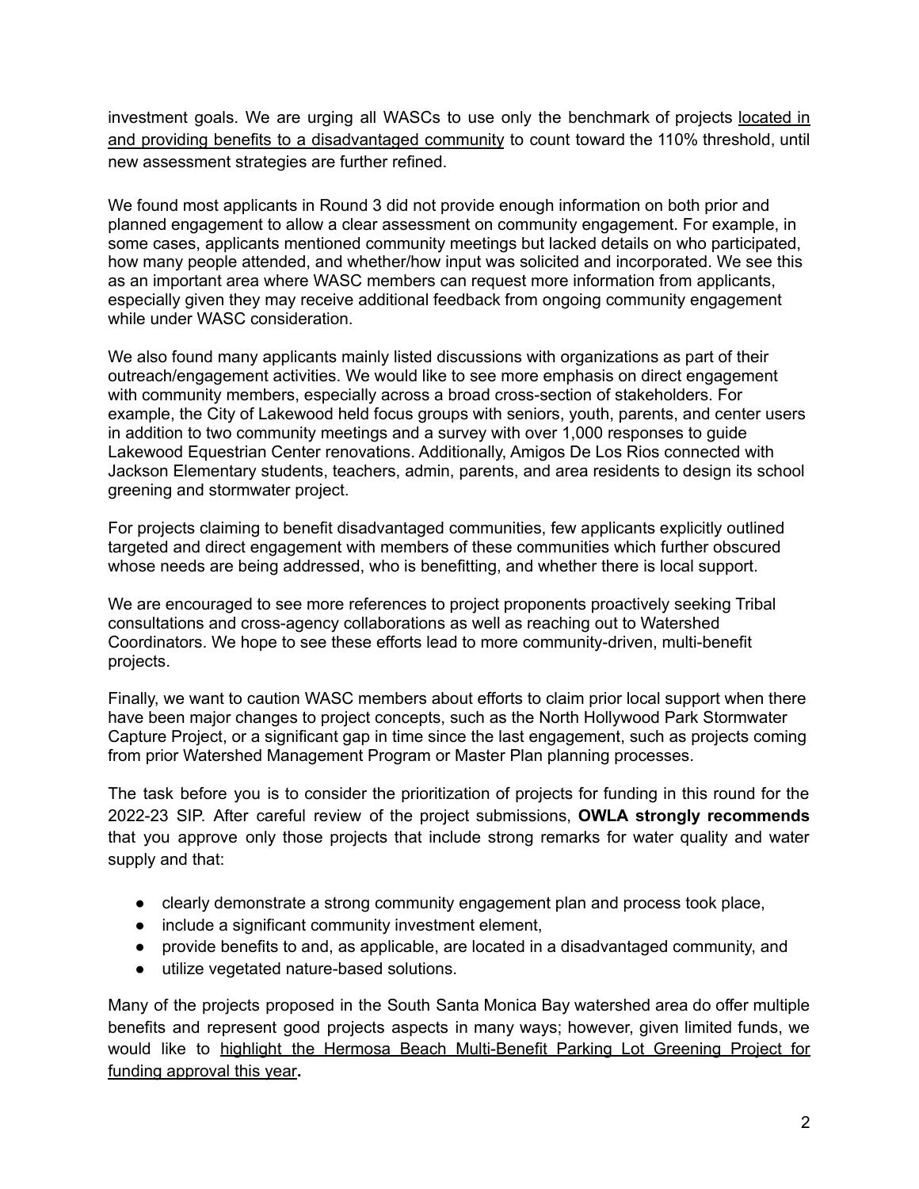investment goals. We are urging all WASCs to use only the benchmark of projects <u>located in and providing benefits to a disadvantaged community</u> to count toward the 110% threshold, until new assessment strategies are further refined.

We found most applicants in Round 3 did not provide enough information on both prior and planned engagement to allow a clear assessment on community engagement. For example, in some cases, applicants mentioned community meetings but lacked details on who participated, how many people attended, and whether/how input was solicited and incorporated. We see this as an important area where WASC members can request more information from applicants, especially given they may receive additional feedback from ongoing community engagement while under WASC consideration.

We also found many applicants mainly listed discussions with organizations as part of their outreach/engagement activities. We would like to see more emphasis on direct engagement with community members, especially across a broad cross-section of stakeholders. For example, the City of Lakewood held focus groups with seniors, youth, parents, and center users in addition to two community meetings and a survey with over 1,000 responses to guide Lakewood Equestrian Center renovations. Additionally, Amigos De Los Rios connected with Jackson Elementary students, teachers, admin, parents, and area residents to design its school greening and stormwater project.

For projects claiming to benefit disadvantaged communities, few applicants explicitly outlined targeted and direct engagement with members of these communities which further obscured whose needs are being addressed, who is benefitting, and whether there is local support.

We are encouraged to see more references to project proponents proactively seeking Tribal consultations and cross-agency collaborations as well as reaching out to Watershed Coordinators. We hope to see these efforts lead to more community-driven, multi-benefit projects.

Finally, we want to caution WASC members about efforts to claim prior local support when there have been major changes to project concepts, such as the North Hollywood Park Stormwater Capture Project, or a significant gap in time since the last engagement, such as projects coming from prior Watershed Management Program or Master Plan planning processes.

The task before you is to consider the prioritization of projects for funding in this round for the 2022-23 SIP. After careful review of the project submissions, **OWLA strongly recommends** that you approve only those projects that include strong remarks for water quality and water supply and that:

- clearly demonstrate a strong community engagement plan and process took place,
- include a significant community investment element,
- provide benefits to and, as applicable, are located in a disadvantaged community, and
- utilize vegetated nature-based solutions.

Many of the projects proposed in the South Santa Monica Bay watershed area do offer multiple benefits and represent good projects aspects in many ways; however, given limited funds, we would like to <u>highlight the Hermosa Beach Multi-Benefit Parking Lot Greening Project for funding approval this year</u>**.**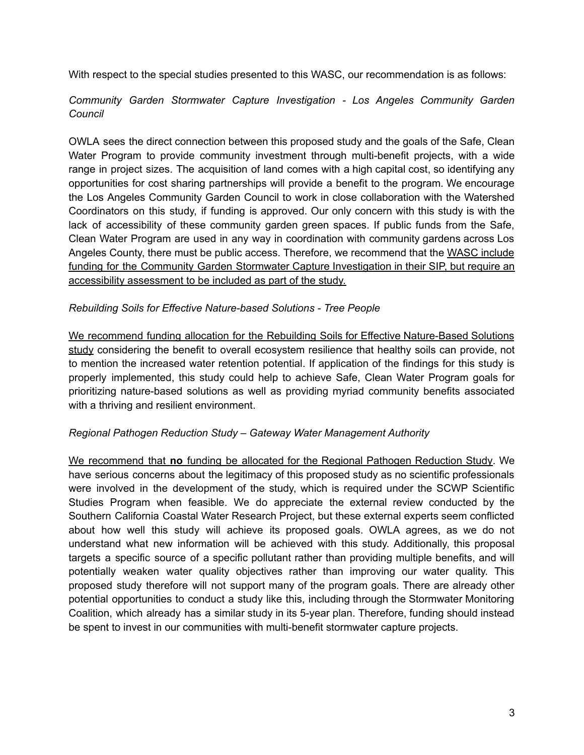With respect to the special studies presented to this WASC, our recommendation is as follows:

*Community Garden Stormwater Capture Investigation - Los Angeles Community Garden Council*

OWLA sees the direct connection between this proposed study and the goals of the Safe, Clean Water Program to provide community investment through multi-benefit projects, with a wide range in project sizes. The acquisition of land comes with a high capital cost, so identifying any opportunities for cost sharing partnerships will provide a benefit to the program. We encourage the Los Angeles Community Garden Council to work in close collaboration with the Watershed Coordinators on this study, if funding is approved. Our only concern with this study is with the lack of accessibility of these community garden green spaces. If public funds from the Safe, Clean Water Program are used in any way in coordination with community gardens across Los Angeles County, there must be public access. Therefore, we recommend that the <u>WASC include funding for the Community Garden Stormwater Capture Investigation in their SIP, but require an accessibility assessment to be included as part of the study.</u>

*Rebuilding Soils for Effective Nature-based Solutions - Tree People*

<u>We recommend funding allocation for the Rebuilding Soils for Effective Nature-Based Solutions study</u> considering the benefit to overall ecosystem resilience that healthy soils can provide, not to mention the increased water retention potential. If application of the findings for this study is properly implemented, this study could help to achieve Safe, Clean Water Program goals for prioritizing nature-based solutions as well as providing myriad community benefits associated with a thriving and resilient environment.

*Regional Pathogen Reduction Study – Gateway Water Management Authority*

<u>We recommend that **no** funding be allocated for the Regional Pathogen Reduction Study</u>. We have serious concerns about the legitimacy of this proposed study as no scientific professionals were involved in the development of the study, which is required under the SCWP Scientific Studies Program when feasible. We do appreciate the external review conducted by the Southern California Coastal Water Research Project, but these external experts seem conflicted about how well this study will achieve its proposed goals. OWLA agrees, as we do not understand what new information will be achieved with this study. Additionally, this proposal targets a specific source of a specific pollutant rather than providing multiple benefits, and will potentially weaken water quality objectives rather than improving our water quality. This proposed study therefore will not support many of the program goals. There are already other potential opportunities to conduct a study like this, including through the Stormwater Monitoring Coalition, which already has a similar study in its 5-year plan. Therefore, funding should instead be spent to invest in our communities with multi-benefit stormwater capture projects.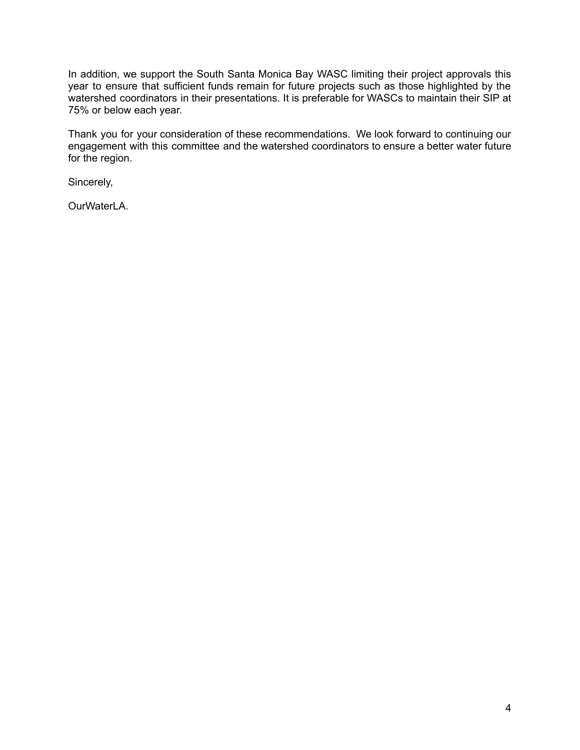In addition, we support the South Santa Monica Bay WASC limiting their project approvals this year to ensure that sufficient funds remain for future projects such as those highlighted by the watershed coordinators in their presentations. It is preferable for WASCs to maintain their SIP at 75% or below each year.

Thank you for your consideration of these recommendations. We look forward to continuing our engagement with this committee and the watershed coordinators to ensure a better water future for the region.

Sincerely,

OurWaterLA.